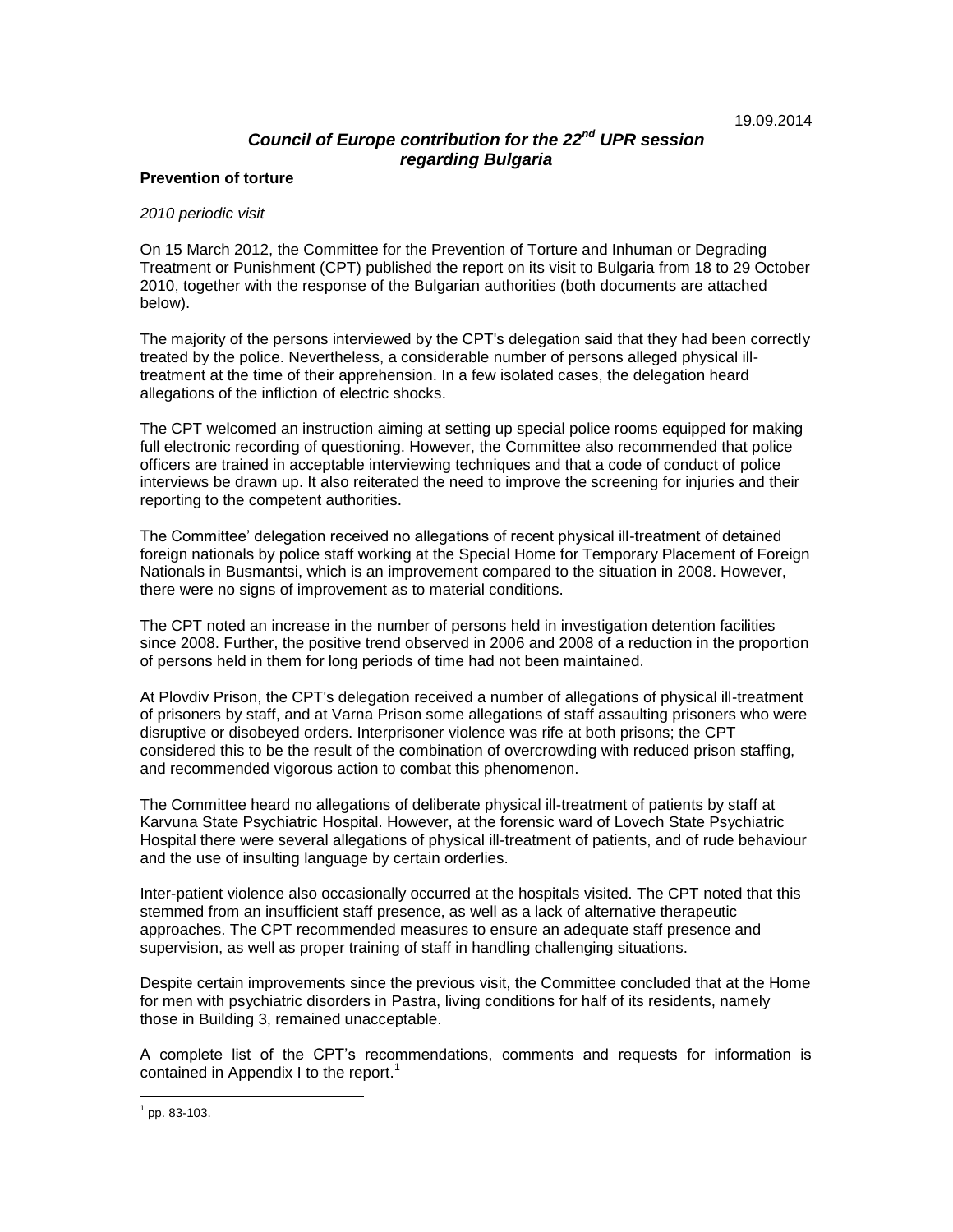19.09.2014

## *Council of Europe contribution for the 22nd UPR session regarding Bulgaria*

### Prevention of torture

*2010 periodic visit*

On 15 March 2012, the Committee for the Prevention of Torture and Inhuman or Degrading Treatment or Punishment (CPT) published the report on its visit to Bulgaria from 18 to 29 October 2010, together with the response of the Bulgarian authorities (both documents are attached below).

The majority of the persons interviewed by the CPT's delegation said that they had been correctly treated by the police. Nevertheless, a considerable number of persons alleged physical ill-treatment at the time of their apprehension. In a few isolated cases, the delegation heard allegations of the infliction of electric shocks.

The CPT welcomed an instruction aiming at setting up special police rooms equipped for making full electronic recording of questioning. However, the Committee also recommended that police officers are trained in acceptable interviewing techniques and that a code of conduct of police interviews be drawn up. It also reiterated the need to improve the screening for injuries and their reporting to the competent authorities.

The Committee' delegation received no allegations of recent physical ill-treatment of detained foreign nationals by police staff working at the Special Home for Temporary Placement of Foreign Nationals in Busmantsi, which is an improvement compared to the situation in 2008. However, there were no signs of improvement as to material conditions.

The CPT noted an increase in the number of persons held in investigation detention facilities since 2008. Further, the positive trend observed in 2006 and 2008 of a reduction in the proportion of persons held in them for long periods of time had not been maintained.

At Plovdiv Prison, the CPT's delegation received a number of allegations of physical ill-treatment of prisoners by staff, and at Varna Prison some allegations of staff assaulting prisoners who were disruptive or disobeyed orders. Interprisoner violence was rife at both prisons; the CPT considered this to be the result of the combination of overcrowding with reduced prison staffing, and recommended vigorous action to combat this phenomenon.

The Committee heard no allegations of deliberate physical ill-treatment of patients by staff at Karvuna State Psychiatric Hospital. However, at the forensic ward of Lovech State Psychiatric Hospital there were several allegations of physical ill-treatment of patients, and of rude behaviour and the use of insulting language by certain orderlies.

Inter-patient violence also occasionally occurred at the hospitals visited. The CPT noted that this stemmed from an insufficient staff presence, as well as a lack of alternative therapeutic approaches. The CPT recommended measures to ensure an adequate staff presence and supervision, as well as proper training of staff in handling challenging situations.

Despite certain improvements since the previous visit, the Committee concluded that at the Home for men with psychiatric disorders in Pastra, living conditions for half of its residents, namely those in Building 3, remained unacceptable.

A complete list of the CPT's recommendations, comments and requests for information is contained in Appendix I to the report.[1]

---

[1] pp. 83-103.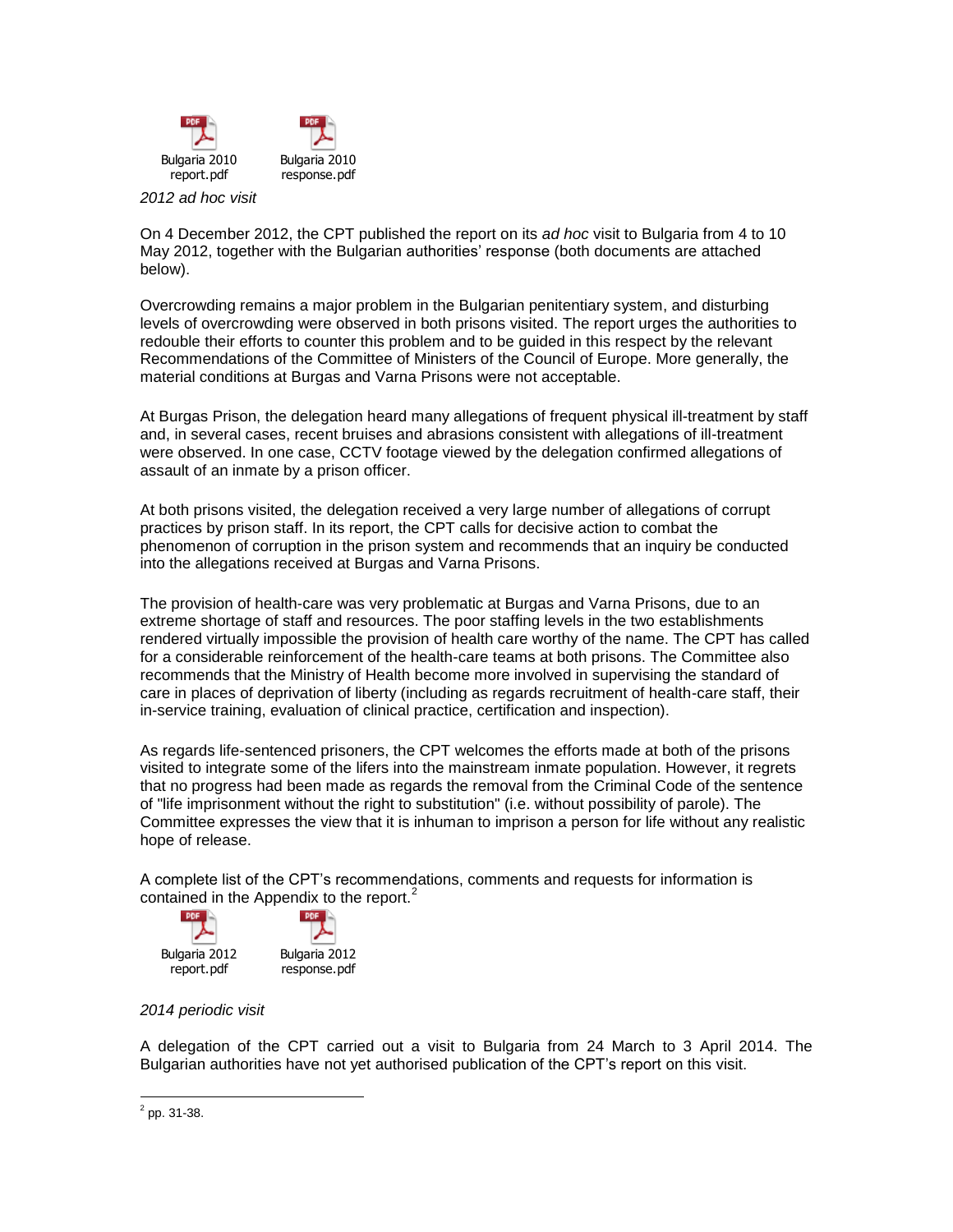Bulgaria 2010 report.pdf Bulgaria 2010 response.pdf

*2012 ad hoc visit*

On 4 December 2012, the CPT published the report on its *ad hoc* visit to Bulgaria from 4 to 10 May 2012, together with the Bulgarian authorities' response (both documents are attached below).

Overcrowding remains a major problem in the Bulgarian penitentiary system, and disturbing levels of overcrowding were observed in both prisons visited. The report urges the authorities to redouble their efforts to counter this problem and to be guided in this respect by the relevant Recommendations of the Committee of Ministers of the Council of Europe. More generally, the material conditions at Burgas and Varna Prisons were not acceptable.

At Burgas Prison, the delegation heard many allegations of frequent physical ill-treatment by staff and, in several cases, recent bruises and abrasions consistent with allegations of ill-treatment were observed. In one case, CCTV footage viewed by the delegation confirmed allegations of assault of an inmate by a prison officer.

At both prisons visited, the delegation received a very large number of allegations of corrupt practices by prison staff. In its report, the CPT calls for decisive action to combat the phenomenon of corruption in the prison system and recommends that an inquiry be conducted into the allegations received at Burgas and Varna Prisons.

The provision of health-care was very problematic at Burgas and Varna Prisons, due to an extreme shortage of staff and resources. The poor staffing levels in the two establishments rendered virtually impossible the provision of health care worthy of the name. The CPT has called for a considerable reinforcement of the health-care teams at both prisons. The Committee also recommends that the Ministry of Health become more involved in supervising the standard of care in places of deprivation of liberty (including as regards recruitment of health-care staff, their in-service training, evaluation of clinical practice, certification and inspection).

As regards life-sentenced prisoners, the CPT welcomes the efforts made at both of the prisons visited to integrate some of the lifers into the mainstream inmate population. However, it regrets that no progress had been made as regards the removal from the Criminal Code of the sentence of "life imprisonment without the right to substitution" (i.e. without possibility of parole). The Committee expresses the view that it is inhuman to imprison a person for life without any realistic hope of release.

A complete list of the CPT's recommendations, comments and requests for information is contained in the Appendix to the report.[2]

Bulgaria 2012 report.pdf Bulgaria 2012 response.pdf

*2014 periodic visit*

A delegation of the CPT carried out a visit to Bulgaria from 24 March to 3 April 2014. The Bulgarian authorities have not yet authorised publication of the CPT's report on this visit.

[2] pp. 31-38.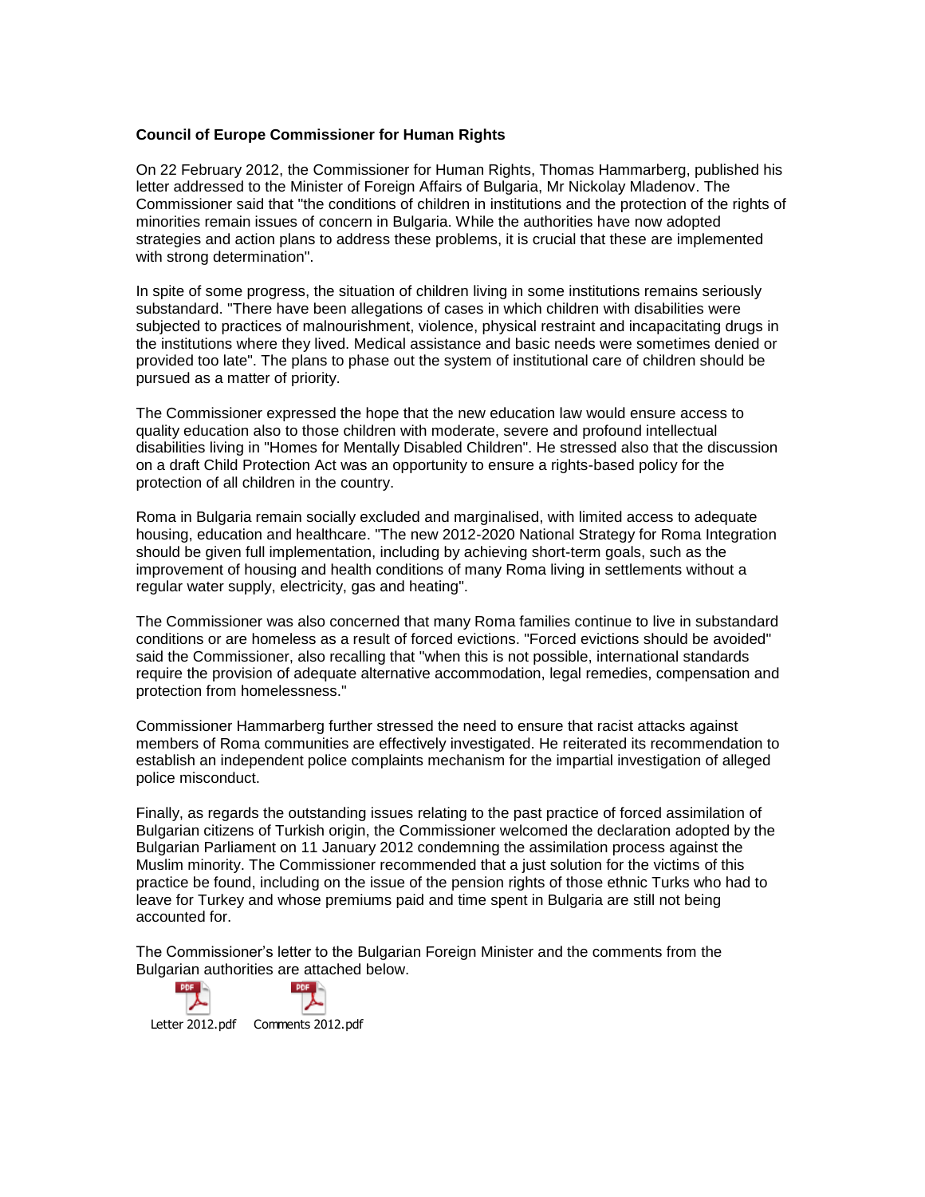**Council of Europe Commissioner for Human Rights**

On 22 February 2012, the Commissioner for Human Rights, Thomas Hammarberg, published his letter addressed to the Minister of Foreign Affairs of Bulgaria, Mr Nickolay Mladenov. The Commissioner said that "the conditions of children in institutions and the protection of the rights of minorities remain issues of concern in Bulgaria. While the authorities have now adopted strategies and action plans to address these problems, it is crucial that these are implemented with strong determination".

In spite of some progress, the situation of children living in some institutions remains seriously substandard. "There have been allegations of cases in which children with disabilities were subjected to practices of malnourishment, violence, physical restraint and incapacitating drugs in the institutions where they lived. Medical assistance and basic needs were sometimes denied or provided too late". The plans to phase out the system of institutional care of children should be pursued as a matter of priority.

The Commissioner expressed the hope that the new education law would ensure access to quality education also to those children with moderate, severe and profound intellectual disabilities living in "Homes for Mentally Disabled Children". He stressed also that the discussion on a draft Child Protection Act was an opportunity to ensure a rights-based policy for the protection of all children in the country.

Roma in Bulgaria remain socially excluded and marginalised, with limited access to adequate housing, education and healthcare. "The new 2012-2020 National Strategy for Roma Integration should be given full implementation, including by achieving short-term goals, such as the improvement of housing and health conditions of many Roma living in settlements without a regular water supply, electricity, gas and heating".

The Commissioner was also concerned that many Roma families continue to live in substandard conditions or are homeless as a result of forced evictions. "Forced evictions should be avoided" said the Commissioner, also recalling that "when this is not possible, international standards require the provision of adequate alternative accommodation, legal remedies, compensation and protection from homelessness."

Commissioner Hammarberg further stressed the need to ensure that racist attacks against members of Roma communities are effectively investigated. He reiterated its recommendation to establish an independent police complaints mechanism for the impartial investigation of alleged police misconduct.

Finally, as regards the outstanding issues relating to the past practice of forced assimilation of Bulgarian citizens of Turkish origin, the Commissioner welcomed the declaration adopted by the Bulgarian Parliament on 11 January 2012 condemning the assimilation process against the Muslim minority. The Commissioner recommended that a just solution for the victims of this practice be found, including on the issue of the pension rights of those ethnic Turks who had to leave for Turkey and whose premiums paid and time spent in Bulgaria are still not being accounted for.

The Commissioner's letter to the Bulgarian Foreign Minister and the comments from the Bulgarian authorities are attached below.

Letter 2012.pdf    Comments 2012.pdf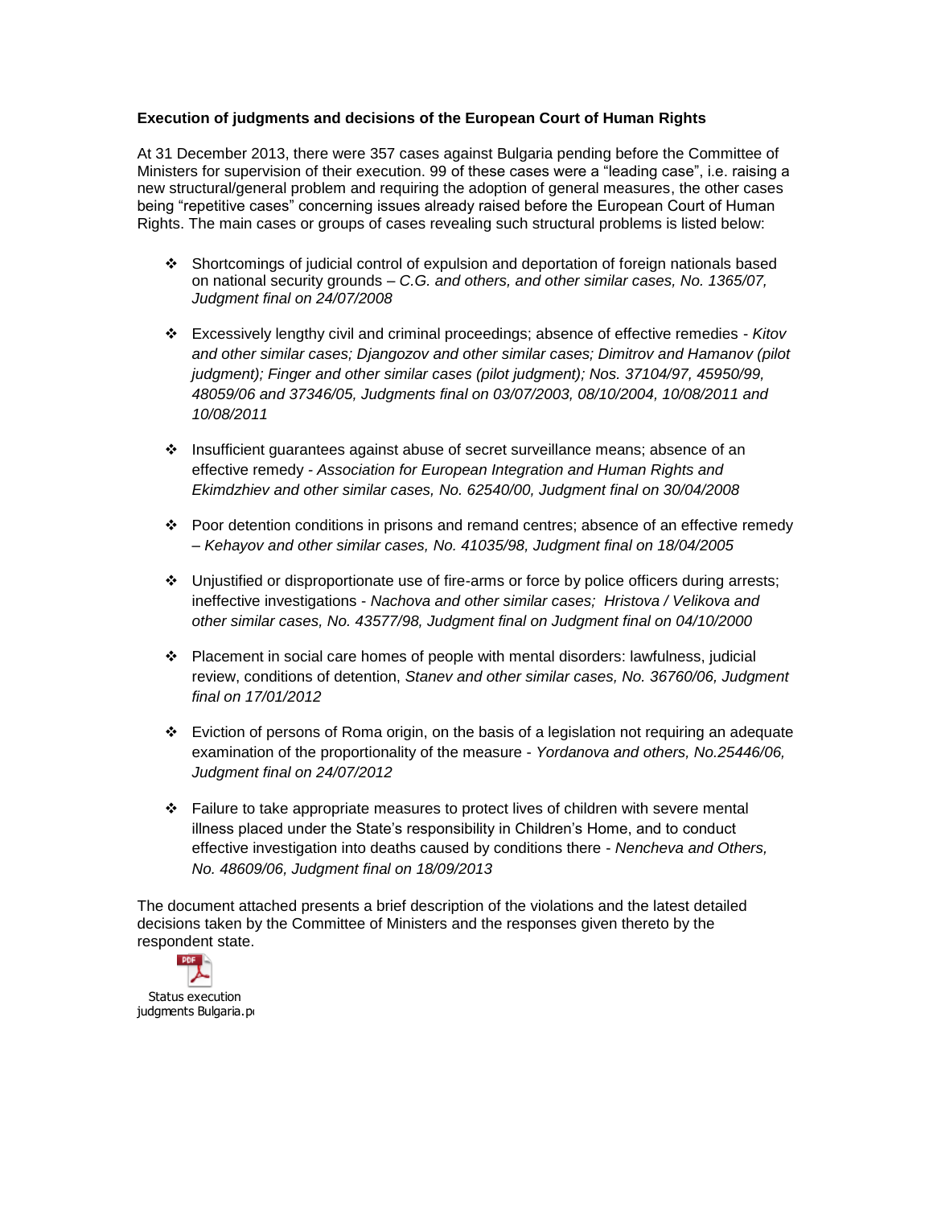**Execution of judgments and decisions of the European Court of Human Rights**

At 31 December 2013, there were 357 cases against Bulgaria pending before the Committee of Ministers for supervision of their execution. 99 of these cases were a "leading case", i.e. raising a new structural/general problem and requiring the adoption of general measures, the other cases being "repetitive cases" concerning issues already raised before the European Court of Human Rights. The main cases or groups of cases revealing such structural problems is listed below:

- Shortcomings of judicial control of expulsion and deportation of foreign nationals based on national security grounds – *C.G. and others, and other similar cases, No. 1365/07, Judgment final on 24/07/2008*

- Excessively lengthy civil and criminal proceedings; absence of effective remedies - *Kitov and other similar cases; Djangozov and other similar cases; Dimitrov and Hamanov (pilot judgment); Finger and other similar cases (pilot judgment); Nos. 37104/97, 45950/99, 48059/06 and 37346/05, Judgments final on 03/07/2003, 08/10/2004, 10/08/2011 and 10/08/2011*

- Insufficient guarantees against abuse of secret surveillance means; absence of an effective remedy - *Association for European Integration and Human Rights and Ekimdzhiev and other similar cases, No. 62540/00, Judgment final on 30/04/2008*

- Poor detention conditions in prisons and remand centres; absence of an effective remedy – *Kehayov and other similar cases, No. 41035/98, Judgment final on 18/04/2005*

- Unjustified or disproportionate use of fire-arms or force by police officers during arrests; ineffective investigations - *Nachova and other similar cases; Hristova / Velikova and other similar cases, No. 43577/98, Judgment final on Judgment final on 04/10/2000*

- Placement in social care homes of people with mental disorders: lawfulness, judicial review, conditions of detention, *Stanev and other similar cases, No. 36760/06, Judgment final on 17/01/2012*

- Eviction of persons of Roma origin, on the basis of a legislation not requiring an adequate examination of the proportionality of the measure - *Yordanova and others, No.25446/06, Judgment final on 24/07/2012*

- Failure to take appropriate measures to protect lives of children with severe mental illness placed under the State's responsibility in Children's Home, and to conduct effective investigation into deaths caused by conditions there - *Nencheva and Others, No. 48609/06, Judgment final on 18/09/2013*

The document attached presents a brief description of the violations and the latest detailed decisions taken by the Committee of Ministers and the responses given thereto by the respondent state.

Status execution judgments Bulgaria.pdf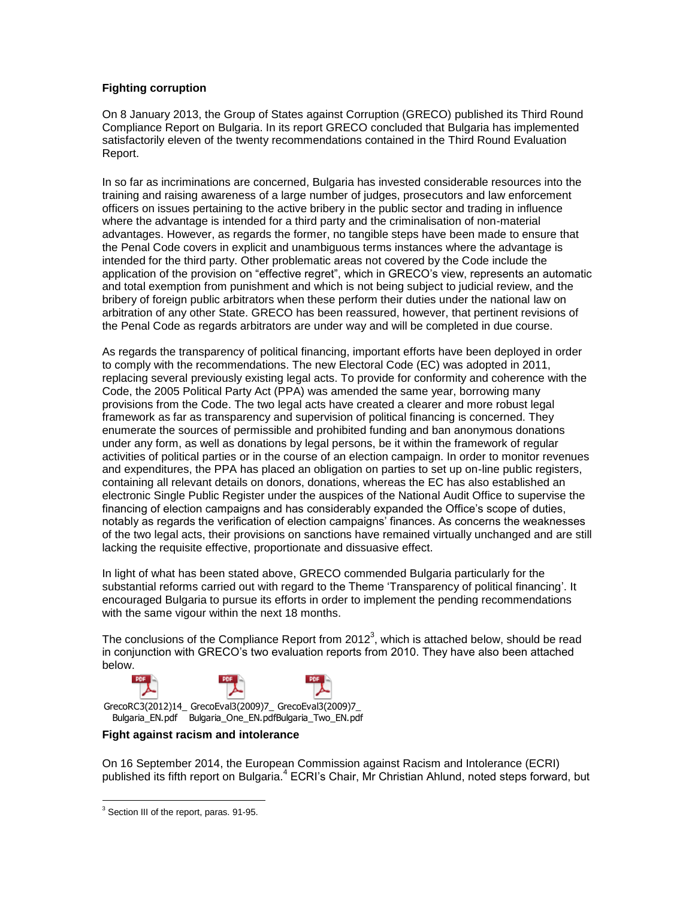**Fighting corruption**

On 8 January 2013, the Group of States against Corruption (GRECO) published its Third Round Compliance Report on Bulgaria. In its report GRECO concluded that Bulgaria has implemented satisfactorily eleven of the twenty recommendations contained in the Third Round Evaluation Report.

In so far as incriminations are concerned, Bulgaria has invested considerable resources into the training and raising awareness of a large number of judges, prosecutors and law enforcement officers on issues pertaining to the active bribery in the public sector and trading in influence where the advantage is intended for a third party and the criminalisation of non-material advantages. However, as regards the former, no tangible steps have been made to ensure that the Penal Code covers in explicit and unambiguous terms instances where the advantage is intended for the third party. Other problematic areas not covered by the Code include the application of the provision on "effective regret", which in GRECO's view, represents an automatic and total exemption from punishment and which is not being subject to judicial review, and the bribery of foreign public arbitrators when these perform their duties under the national law on arbitration of any other State. GRECO has been reassured, however, that pertinent revisions of the Penal Code as regards arbitrators are under way and will be completed in due course.

As regards the transparency of political financing, important efforts have been deployed in order to comply with the recommendations. The new Electoral Code (EC) was adopted in 2011, replacing several previously existing legal acts. To provide for conformity and coherence with the Code, the 2005 Political Party Act (PPA) was amended the same year, borrowing many provisions from the Code. The two legal acts have created a clearer and more robust legal framework as far as transparency and supervision of political financing is concerned. They enumerate the sources of permissible and prohibited funding and ban anonymous donations under any form, as well as donations by legal persons, be it within the framework of regular activities of political parties or in the course of an election campaign. In order to monitor revenues and expenditures, the PPA has placed an obligation on parties to set up on-line public registers, containing all relevant details on donors, donations, whereas the EC has also established an electronic Single Public Register under the auspices of the National Audit Office to supervise the financing of election campaigns and has considerably expanded the Office's scope of duties, notably as regards the verification of election campaigns' finances. As concerns the weaknesses of the two legal acts, their provisions on sanctions have remained virtually unchanged and are still lacking the requisite effective, proportionate and dissuasive effect.

In light of what has been stated above, GRECO commended Bulgaria particularly for the substantial reforms carried out with regard to the Theme 'Transparency of political financing'. It encouraged Bulgaria to pursue its efforts in order to implement the pending recommendations with the same vigour within the next 18 months.

The conclusions of the Compliance Report from 2012[3], which is attached below, should be read in conjunction with GRECO's two evaluation reports from 2010. They have also been attached below.

GrecoRC3(2012)14_Bulgaria_EN.pdf GrecoEval3(2009)7_Bulgaria_One_EN.pdf GrecoEval3(2009)7_Bulgaria_Two_EN.pdf

**Fight against racism and intolerance**

On 16 September 2014, the European Commission against Racism and Intolerance (ECRI) published its fifth report on Bulgaria.[4] ECRI's Chair, Mr Christian Ahlund, noted steps forward, but

[3] Section III of the report, paras. 91-95.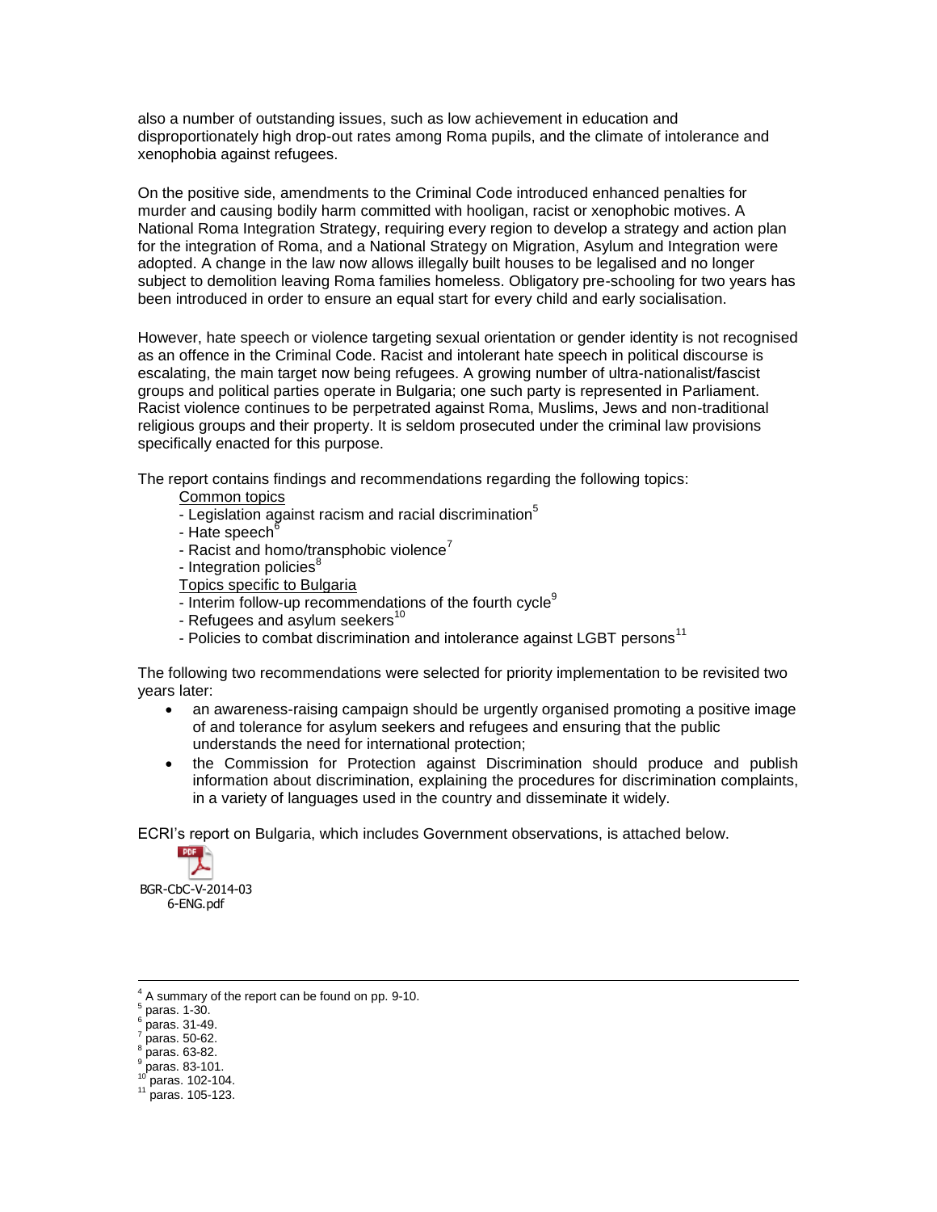also a number of outstanding issues, such as low achievement in education and disproportionately high drop-out rates among Roma pupils, and the climate of intolerance and xenophobia against refugees.

On the positive side, amendments to the Criminal Code introduced enhanced penalties for murder and causing bodily harm committed with hooligan, racist or xenophobic motives. A National Roma Integration Strategy, requiring every region to develop a strategy and action plan for the integration of Roma, and a National Strategy on Migration, Asylum and Integration were adopted. A change in the law now allows illegally built houses to be legalised and no longer subject to demolition leaving Roma families homeless. Obligatory pre-schooling for two years has been introduced in order to ensure an equal start for every child and early socialisation.

However, hate speech or violence targeting sexual orientation or gender identity is not recognised as an offence in the Criminal Code. Racist and intolerant hate speech in political discourse is escalating, the main target now being refugees. A growing number of ultra-nationalist/fascist groups and political parties operate in Bulgaria; one such party is represented in Parliament. Racist violence continues to be perpetrated against Roma, Muslims, Jews and non-traditional religious groups and their property. It is seldom prosecuted under the criminal law provisions specifically enacted for this purpose.

The report contains findings and recommendations regarding the following topics:

Common topics
- Legislation against racism and racial discrimination[5]
- Hate speech[6]
- Racist and homo/transphobic violence[7]
- Integration policies[8]

Topics specific to Bulgaria
- Interim follow-up recommendations of the fourth cycle[9]
- Refugees and asylum seekers[10]
- Policies to combat discrimination and intolerance against LGBT persons[11]

The following two recommendations were selected for priority implementation to be revisited two years later:

- an awareness-raising campaign should be urgently organised promoting a positive image of and tolerance for asylum seekers and refugees and ensuring that the public understands the need for international protection;
- the Commission for Protection against Discrimination should produce and publish information about discrimination, explaining the procedures for discrimination complaints, in a variety of languages used in the country and disseminate it widely.

ECRI's report on Bulgaria, which includes Government observations, is attached below.

BGR-CbC-V-2014-036-ENG.pdf

---

[4] A summary of the report can be found on pp. 9-10.
[5] paras. 1-30.
[6] paras. 31-49.
[7] paras. 50-62.
[8] paras. 63-82.
[9] paras. 83-101.
[10] paras. 102-104.
[11] paras. 105-123.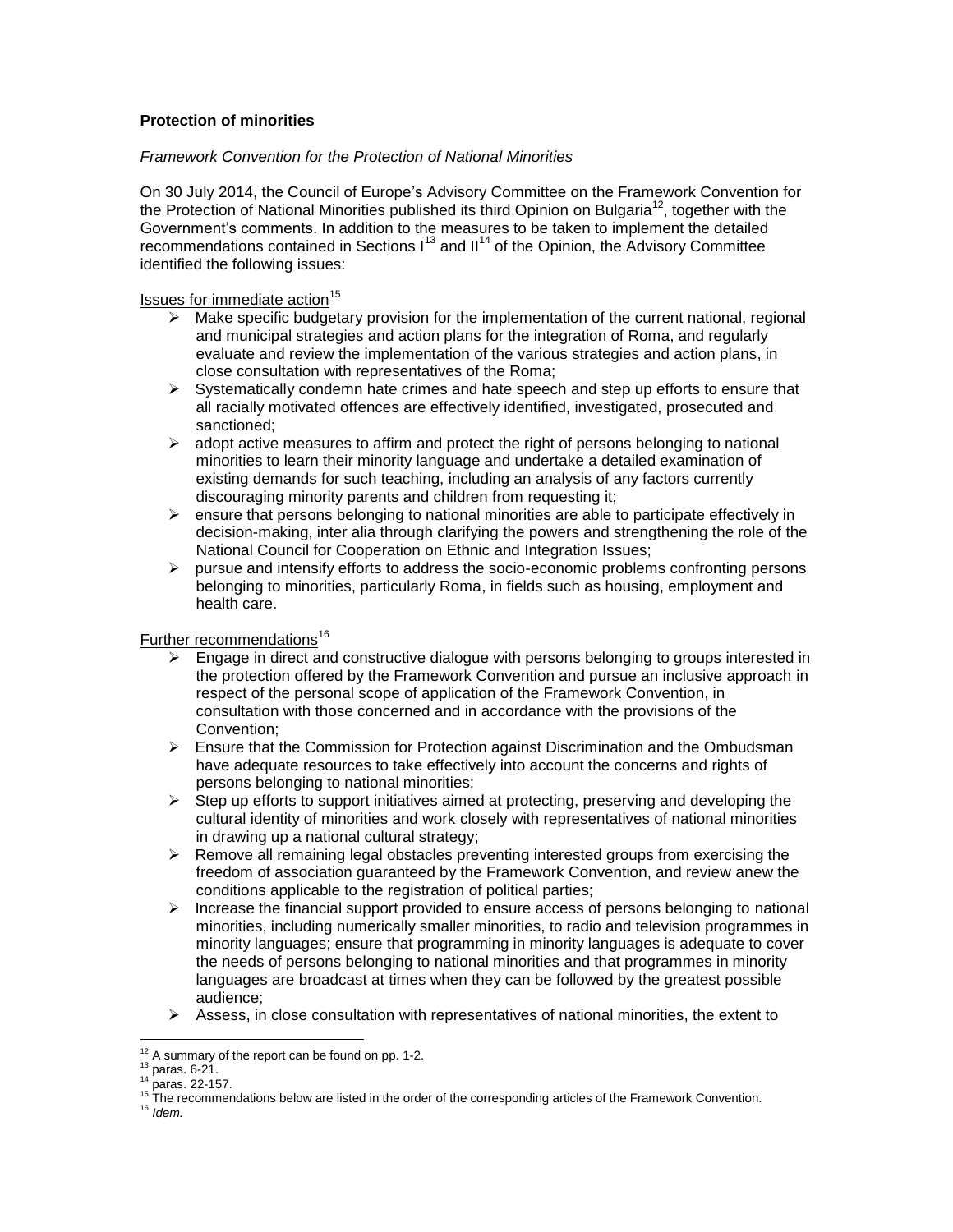**Protection of minorities**

*Framework Convention for the Protection of National Minorities*

On 30 July 2014, the Council of Europe's Advisory Committee on the Framework Convention for the Protection of National Minorities published its third Opinion on Bulgaria[12], together with the Government's comments. In addition to the measures to be taken to implement the detailed recommendations contained in Sections I[13] and II[14] of the Opinion, the Advisory Committee identified the following issues:

Issues for immediate action[15]

- Make specific budgetary provision for the implementation of the current national, regional and municipal strategies and action plans for the integration of Roma, and regularly evaluate and review the implementation of the various strategies and action plans, in close consultation with representatives of the Roma;
- Systematically condemn hate crimes and hate speech and step up efforts to ensure that all racially motivated offences are effectively identified, investigated, prosecuted and sanctioned;
- adopt active measures to affirm and protect the right of persons belonging to national minorities to learn their minority language and undertake a detailed examination of existing demands for such teaching, including an analysis of any factors currently discouraging minority parents and children from requesting it;
- ensure that persons belonging to national minorities are able to participate effectively in decision-making, inter alia through clarifying the powers and strengthening the role of the National Council for Cooperation on Ethnic and Integration Issues;
- pursue and intensify efforts to address the socio-economic problems confronting persons belonging to minorities, particularly Roma, in fields such as housing, employment and health care.

Further recommendations[16]

- Engage in direct and constructive dialogue with persons belonging to groups interested in the protection offered by the Framework Convention and pursue an inclusive approach in respect of the personal scope of application of the Framework Convention, in consultation with those concerned and in accordance with the provisions of the Convention;
- Ensure that the Commission for Protection against Discrimination and the Ombudsman have adequate resources to take effectively into account the concerns and rights of persons belonging to national minorities;
- Step up efforts to support initiatives aimed at protecting, preserving and developing the cultural identity of minorities and work closely with representatives of national minorities in drawing up a national cultural strategy;
- Remove all remaining legal obstacles preventing interested groups from exercising the freedom of association guaranteed by the Framework Convention, and review anew the conditions applicable to the registration of political parties;
- Increase the financial support provided to ensure access of persons belonging to national minorities, including numerically smaller minorities, to radio and television programmes in minority languages; ensure that programming in minority languages is adequate to cover the needs of persons belonging to national minorities and that programmes in minority languages are broadcast at times when they can be followed by the greatest possible audience;
- Assess, in close consultation with representatives of national minorities, the extent to

[12] A summary of the report can be found on pp. 1-2.
[13] paras. 6-21.
[14] paras. 22-157.
[15] The recommendations below are listed in the order of the corresponding articles of the Framework Convention.
[16] *Idem.*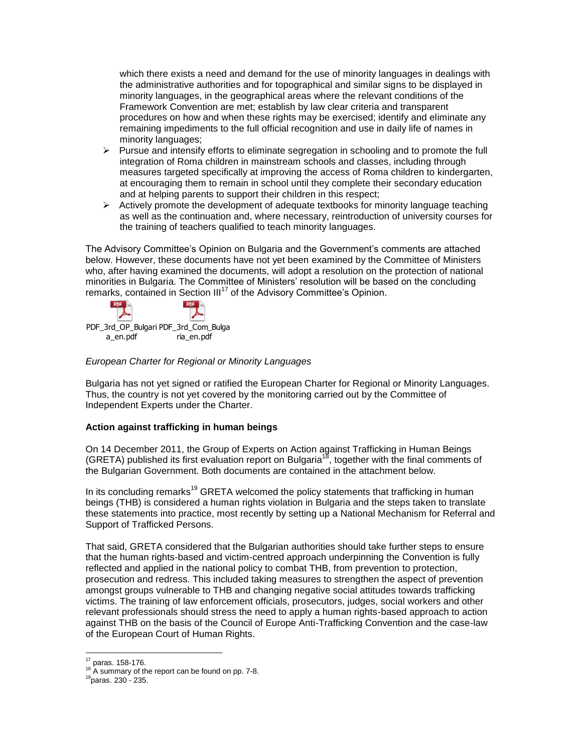which there exists a need and demand for the use of minority languages in dealings with the administrative authorities and for topographical and similar signs to be displayed in minority languages, in the geographical areas where the relevant conditions of the Framework Convention are met; establish by law clear criteria and transparent procedures on how and when these rights may be exercised; identify and eliminate any remaining impediments to the full official recognition and use in daily life of names in minority languages;

- Pursue and intensify efforts to eliminate segregation in schooling and to promote the full integration of Roma children in mainstream schools and classes, including through measures targeted specifically at improving the access of Roma children to kindergarten, at encouraging them to remain in school until they complete their secondary education and at helping parents to support their children in this respect;
- Actively promote the development of adequate textbooks for minority language teaching as well as the continuation and, where necessary, reintroduction of university courses for the training of teachers qualified to teach minority languages.

The Advisory Committee's Opinion on Bulgaria and the Government's comments are attached below. However, these documents have not yet been examined by the Committee of Ministers who, after having examined the documents, will adopt a resolution on the protection of national minorities in Bulgaria. The Committee of Ministers' resolution will be based on the concluding remarks, contained in Section III[17] of the Advisory Committee's Opinion.

PDF_3rd_OP_Bulgaria_en.pdf PDF_3rd_Com_Bulgaria_en.pdf

*European Charter for Regional or Minority Languages*

Bulgaria has not yet signed or ratified the European Charter for Regional or Minority Languages. Thus, the country is not yet covered by the monitoring carried out by the Committee of Independent Experts under the Charter.

**Action against trafficking in human beings**

On 14 December 2011, the Group of Experts on Action against Trafficking in Human Beings (GRETA) published its first evaluation report on Bulgaria[18], together with the final comments of the Bulgarian Government. Both documents are contained in the attachment below.

In its concluding remarks[19] GRETA welcomed the policy statements that trafficking in human beings (THB) is considered a human rights violation in Bulgaria and the steps taken to translate these statements into practice, most recently by setting up a National Mechanism for Referral and Support of Trafficked Persons.

That said, GRETA considered that the Bulgarian authorities should take further steps to ensure that the human rights-based and victim-centred approach underpinning the Convention is fully reflected and applied in the national policy to combat THB, from prevention to protection, prosecution and redress. This included taking measures to strengthen the aspect of prevention amongst groups vulnerable to THB and changing negative social attitudes towards trafficking victims. The training of law enforcement officials, prosecutors, judges, social workers and other relevant professionals should stress the need to apply a human rights-based approach to action against THB on the basis of the Council of Europe Anti-Trafficking Convention and the case-law of the European Court of Human Rights.

---

[17] paras. 158-176.

[18] A summary of the report can be found on pp. 7-8.

[19] paras. 230 - 235.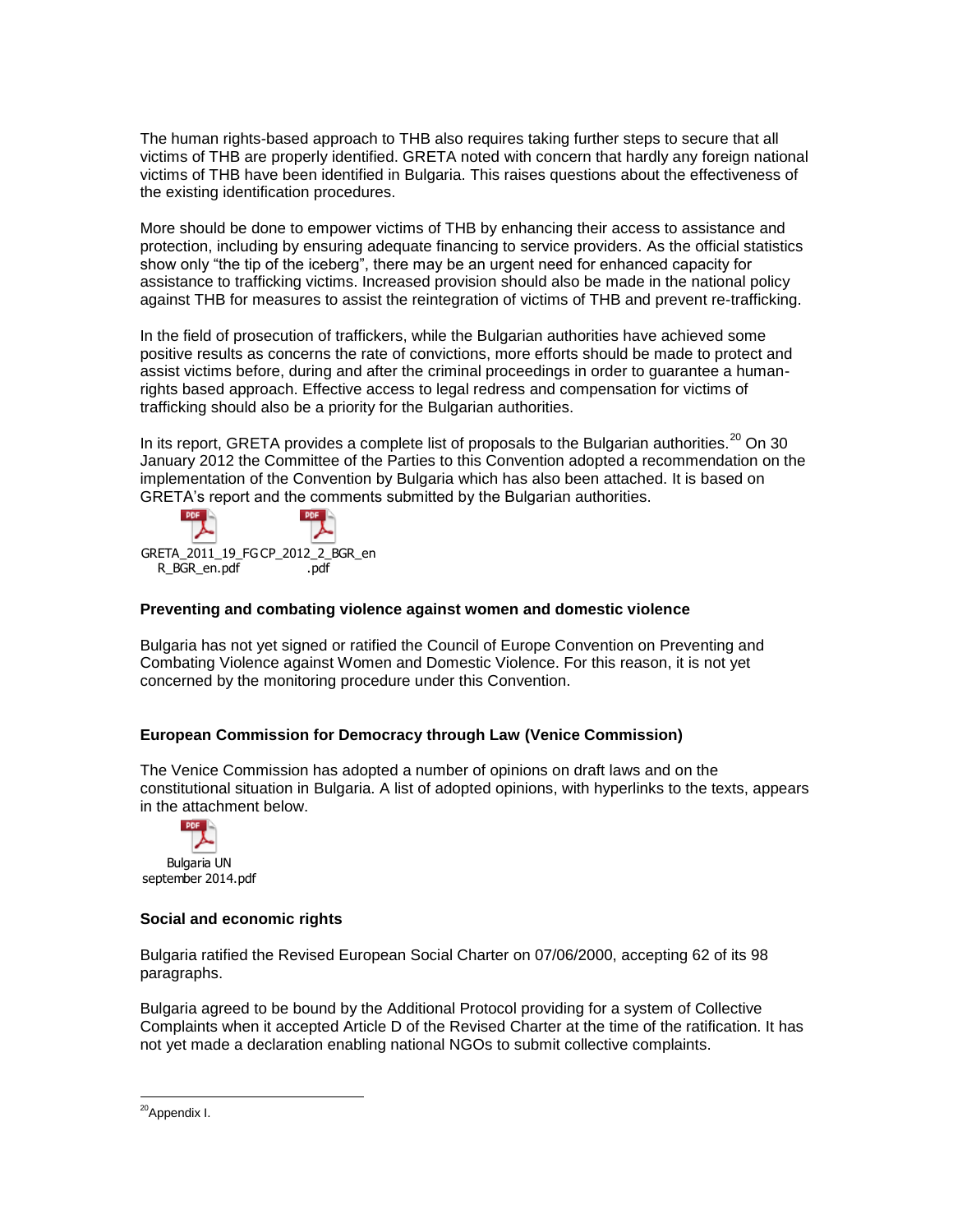The human rights-based approach to THB also requires taking further steps to secure that all victims of THB are properly identified. GRETA noted with concern that hardly any foreign national victims of THB have been identified in Bulgaria. This raises questions about the effectiveness of the existing identification procedures.

More should be done to empower victims of THB by enhancing their access to assistance and protection, including by ensuring adequate financing to service providers. As the official statistics show only "the tip of the iceberg", there may be an urgent need for enhanced capacity for assistance to trafficking victims. Increased provision should also be made in the national policy against THB for measures to assist the reintegration of victims of THB and prevent re-trafficking.

In the field of prosecution of traffickers, while the Bulgarian authorities have achieved some positive results as concerns the rate of convictions, more efforts should be made to protect and assist victims before, during and after the criminal proceedings in order to guarantee a human-rights based approach. Effective access to legal redress and compensation for victims of trafficking should also be a priority for the Bulgarian authorities.

In its report, GRETA provides a complete list of proposals to the Bulgarian authorities.[20] On 30 January 2012 the Committee of the Parties to this Convention adopted a recommendation on the implementation of the Convention by Bulgaria which has also been attached. It is based on GRETA's report and the comments submitted by the Bulgarian authorities.

GRETA_2011_19_FGR_BGR_en.pdf CP_2012_2_BGR_en.pdf

**Preventing and combating violence against women and domestic violence**

Bulgaria has not yet signed or ratified the Council of Europe Convention on Preventing and Combating Violence against Women and Domestic Violence. For this reason, it is not yet concerned by the monitoring procedure under this Convention.

**European Commission for Democracy through Law (Venice Commission)**

The Venice Commission has adopted a number of opinions on draft laws and on the constitutional situation in Bulgaria. A list of adopted opinions, with hyperlinks to the texts, appears in the attachment below.

Bulgaria UN september 2014.pdf

**Social and economic rights**

Bulgaria ratified the Revised European Social Charter on 07/06/2000, accepting 62 of its 98 paragraphs.

Bulgaria agreed to be bound by the Additional Protocol providing for a system of Collective Complaints when it accepted Article D of the Revised Charter at the time of the ratification. It has not yet made a declaration enabling national NGOs to submit collective complaints.

---

[20] Appendix I.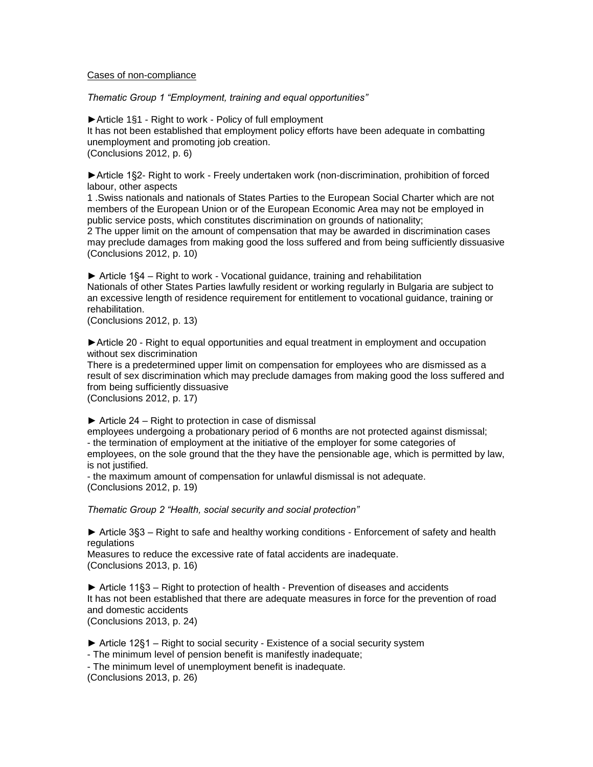Cases of non-compliance

*Thematic Group 1 "Employment, training and equal opportunities"*

►Article 1§1 - Right to work - Policy of full employment
It has not been established that employment policy efforts have been adequate in combatting unemployment and promoting job creation.
(Conclusions 2012, p. 6)

►Article 1§2- Right to work - Freely undertaken work (non-discrimination, prohibition of forced labour, other aspects
1 .Swiss nationals and nationals of States Parties to the European Social Charter which are not members of the European Union or of the European Economic Area may not be employed in public service posts, which constitutes discrimination on grounds of nationality;
2 The upper limit on the amount of compensation that may be awarded in discrimination cases may preclude damages from making good the loss suffered and from being sufficiently dissuasive
(Conclusions 2012, p. 10)

► Article 1§4 – Right to work - Vocational guidance, training and rehabilitation
Nationals of other States Parties lawfully resident or working regularly in Bulgaria are subject to an excessive length of residence requirement for entitlement to vocational guidance, training or rehabilitation.
(Conclusions 2012, p. 13)

►Article 20 - Right to equal opportunities and equal treatment in employment and occupation without sex discrimination
There is a predetermined upper limit on compensation for employees who are dismissed as a result of sex discrimination which may preclude damages from making good the loss suffered and from being sufficiently dissuasive
(Conclusions 2012, p. 17)

► Article 24 – Right to protection in case of dismissal
employees undergoing a probationary period of 6 months are not protected against dismissal;
- the termination of employment at the initiative of the employer for some categories of employees, on the sole ground that the they have the pensionable age, which is permitted by law, is not justified.
- the maximum amount of compensation for unlawful dismissal is not adequate.
(Conclusions 2012, p. 19)

*Thematic Group 2 "Health, social security and social protection"*

► Article 3§3 – Right to safe and healthy working conditions - Enforcement of safety and health regulations
Measures to reduce the excessive rate of fatal accidents are inadequate.
(Conclusions 2013, p. 16)

► Article 11§3 – Right to protection of health - Prevention of diseases and accidents
It has not been established that there are adequate measures in force for the prevention of road and domestic accidents
(Conclusions 2013, p. 24)

► Article 12§1 – Right to social security - Existence of a social security system
- The minimum level of pension benefit is manifestly inadequate;
- The minimum level of unemployment benefit is inadequate.
(Conclusions 2013, p. 26)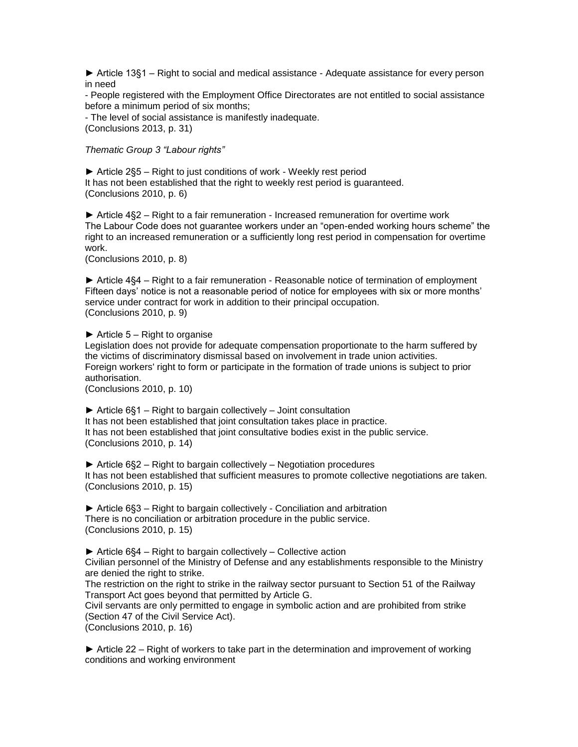► Article 13§1 – Right to social and medical assistance - Adequate assistance for every person in need

- People registered with the Employment Office Directorates are not entitled to social assistance before a minimum period of six months;
- The level of social assistance is manifestly inadequate.

(Conclusions 2013, p. 31)

*Thematic Group 3 "Labour rights"*

► Article 2§5 – Right to just conditions of work - Weekly rest period
It has not been established that the right to weekly rest period is guaranteed.
(Conclusions 2010, p. 6)

► Article 4§2 – Right to a fair remuneration - Increased remuneration for overtime work
The Labour Code does not guarantee workers under an "open-ended working hours scheme" the right to an increased remuneration or a sufficiently long rest period in compensation for overtime work.
(Conclusions 2010, p. 8)

► Article 4§4 – Right to a fair remuneration - Reasonable notice of termination of employment
Fifteen days' notice is not a reasonable period of notice for employees with six or more months' service under contract for work in addition to their principal occupation.
(Conclusions 2010, p. 9)

► Article 5 – Right to organise
Legislation does not provide for adequate compensation proportionate to the harm suffered by the victims of discriminatory dismissal based on involvement in trade union activities.
Foreign workers' right to form or participate in the formation of trade unions is subject to prior authorisation.
(Conclusions 2010, p. 10)

► Article 6§1 – Right to bargain collectively – Joint consultation
It has not been established that joint consultation takes place in practice.
It has not been established that joint consultative bodies exist in the public service.
(Conclusions 2010, p. 14)

► Article 6§2 – Right to bargain collectively – Negotiation procedures
It has not been established that sufficient measures to promote collective negotiations are taken.
(Conclusions 2010, p. 15)

► Article 6§3 – Right to bargain collectively - Conciliation and arbitration
There is no conciliation or arbitration procedure in the public service.
(Conclusions 2010, p. 15)

► Article 6§4 – Right to bargain collectively – Collective action
Civilian personnel of the Ministry of Defense and any establishments responsible to the Ministry are denied the right to strike.
The restriction on the right to strike in the railway sector pursuant to Section 51 of the Railway Transport Act goes beyond that permitted by Article G.
Civil servants are only permitted to engage in symbolic action and are prohibited from strike (Section 47 of the Civil Service Act).
(Conclusions 2010, p. 16)

► Article 22 – Right of workers to take part in the determination and improvement of working conditions and working environment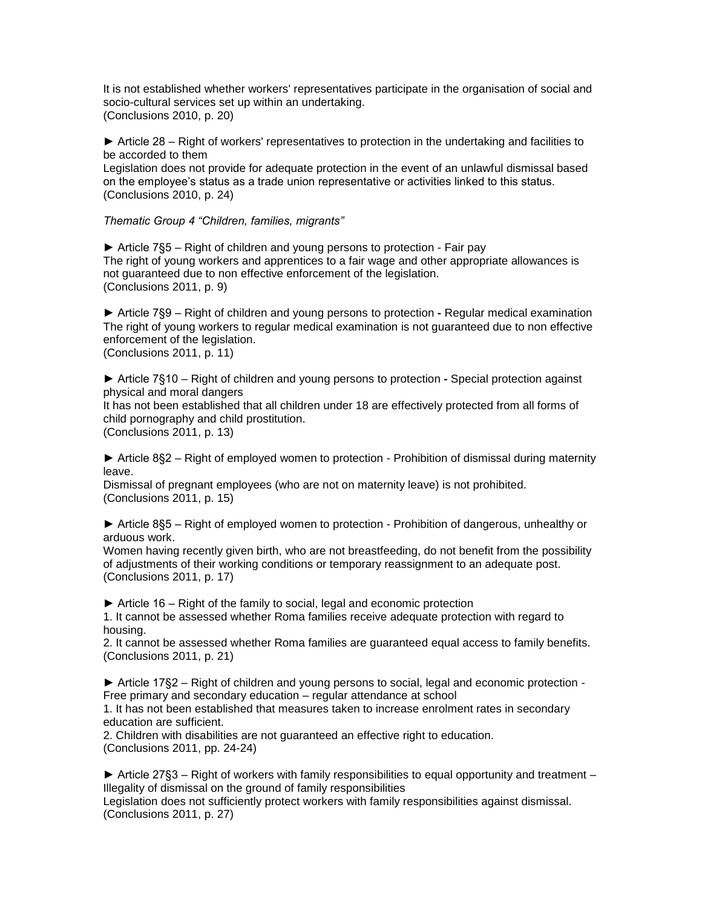It is not established whether workers' representatives participate in the organisation of social and socio-cultural services set up within an undertaking.
(Conclusions 2010, p. 20)

► Article 28 – Right of workers' representatives to protection in the undertaking and facilities to be accorded to them
Legislation does not provide for adequate protection in the event of an unlawful dismissal based on the employee's status as a trade union representative or activities linked to this status.
(Conclusions 2010, p. 24)

*Thematic Group 4 "Children, families, migrants"*

► Article 7§5 – Right of children and young persons to protection - Fair pay
The right of young workers and apprentices to a fair wage and other appropriate allowances is not guaranteed due to non effective enforcement of the legislation.
(Conclusions 2011, p. 9)

► Article 7§9 – Right of children and young persons to protection **-** Regular medical examination
The right of young workers to regular medical examination is not guaranteed due to non effective enforcement of the legislation.
(Conclusions 2011, p. 11)

► Article 7§10 – Right of children and young persons to protection **-** Special protection against physical and moral dangers
It has not been established that all children under 18 are effectively protected from all forms of child pornography and child prostitution.
(Conclusions 2011, p. 13)

► Article 8§2 – Right of employed women to protection - Prohibition of dismissal during maternity leave.
Dismissal of pregnant employees (who are not on maternity leave) is not prohibited.
(Conclusions 2011, p. 15)

► Article 8§5 – Right of employed women to protection - Prohibition of dangerous, unhealthy or arduous work.
Women having recently given birth, who are not breastfeeding, do not benefit from the possibility of adjustments of their working conditions or temporary reassignment to an adequate post.
(Conclusions 2011, p. 17)

► Article 16 – Right of the family to social, legal and economic protection
1. It cannot be assessed whether Roma families receive adequate protection with regard to housing.
2. It cannot be assessed whether Roma families are guaranteed equal access to family benefits.
(Conclusions 2011, p. 21)

► Article 17§2 – Right of children and young persons to social, legal and economic protection - Free primary and secondary education – regular attendance at school
1. It has not been established that measures taken to increase enrolment rates in secondary education are sufficient.
2. Children with disabilities are not guaranteed an effective right to education.
(Conclusions 2011, pp. 24-24)

► Article 27§3 – Right of workers with family responsibilities to equal opportunity and treatment – Illegality of dismissal on the ground of family responsibilities
Legislation does not sufficiently protect workers with family responsibilities against dismissal.
(Conclusions 2011, p. 27)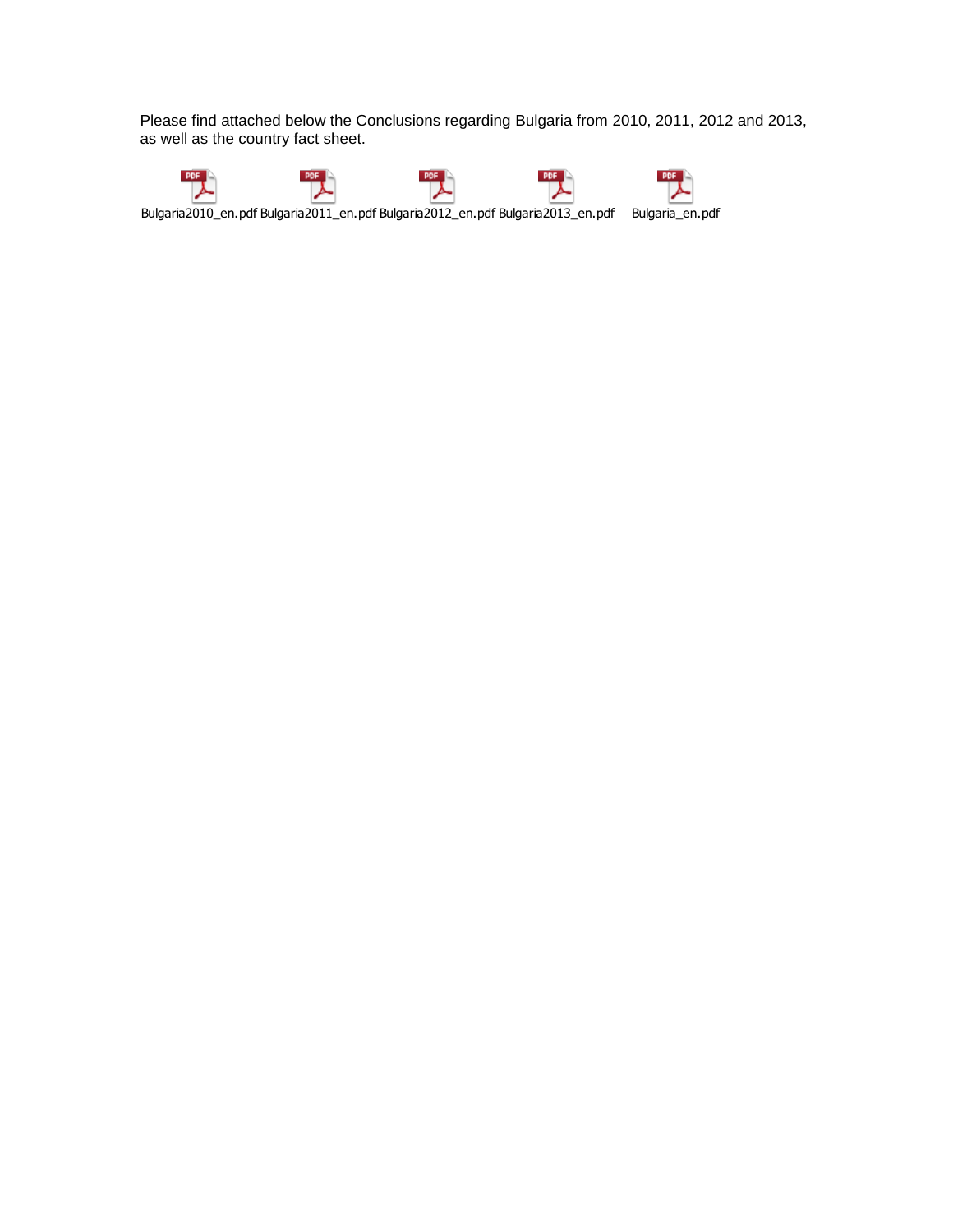Please find attached below the Conclusions regarding Bulgaria from 2010, 2011, 2012 and 2013, as well as the country fact sheet.

Bulgaria2010_en.pdf Bulgaria2011_en.pdf Bulgaria2012_en.pdf Bulgaria2013_en.pdf Bulgaria_en.pdf